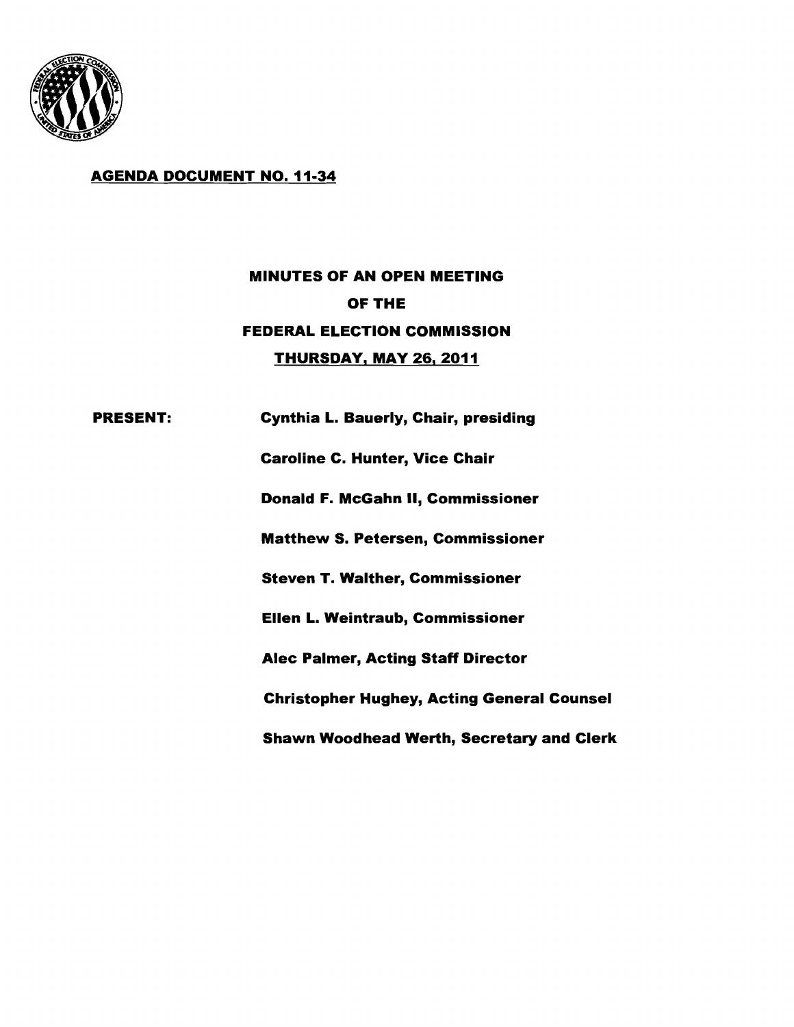**AGENDA DOCUMENT NO. 11-34**

# MINUTES OF AN OPEN MEETING
# OF THE
# FEDERAL ELECTION COMMISSION
# THURSDAY, MAY 26, 2011

**PRESENT:**

**Cynthia L. Bauerly, Chair, presiding**

**Caroline C. Hunter, Vice Chair**

**Donald F. McGahn II, Commissioner**

**Matthew S. Petersen, Commissioner**

**Steven T. Walther, Commissioner**

**Ellen L. Weintraub, Commissioner**

**Alec Palmer, Acting Staff Director**

**Christopher Hughey, Acting General Counsel**

**Shawn Woodhead Werth, Secretary and Clerk**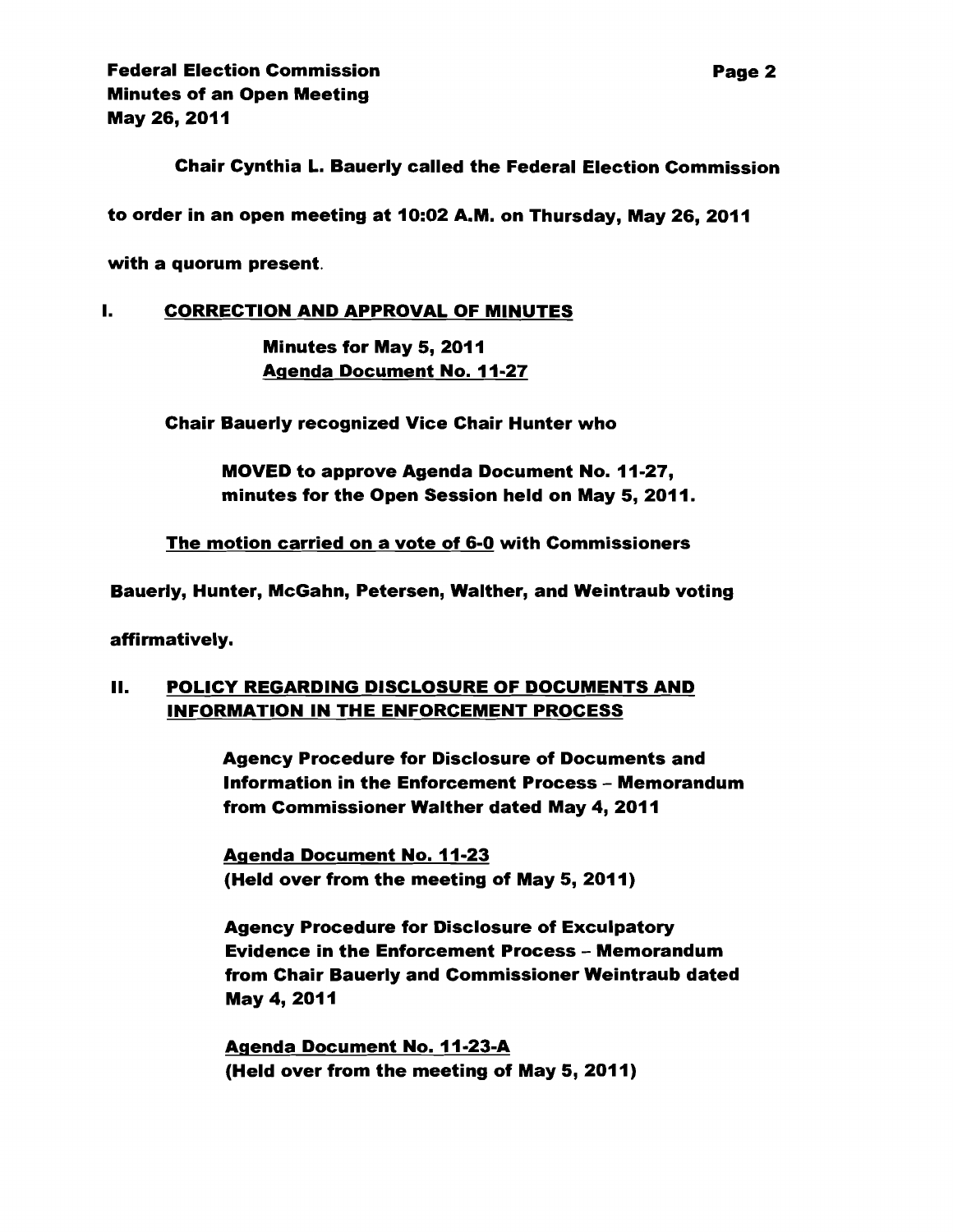**Chair Cynthia L. Bauerly called the Federal Election Commission to order in an open meeting at 10:02 A.M. on Thursday, May 26, 2011 with a quorum present.**

## I. CORRECTION AND APPROVAL OF MINUTES

**Minutes for May 5, 2011**
**Agenda Document No. 11-27**

**Chair Bauerly recognized Vice Chair Hunter who**

**MOVED to approve Agenda Document No. 11-27, minutes for the Open Session held on May 5, 2011.**

**The motion carried on a vote of 6-0 with Commissioners Bauerly, Hunter, McGahn, Petersen, Walther, and Weintraub voting affirmatively.**

## II. POLICY REGARDING DISCLOSURE OF DOCUMENTS AND INFORMATION IN THE ENFORCEMENT PROCESS

**Agency Procedure for Disclosure of Documents and Information in the Enforcement Process – Memorandum from Commissioner Walther dated May 4, 2011**

**Agenda Document No. 11-23**
**(Held over from the meeting of May 5, 2011)**

**Agency Procedure for Disclosure of Exculpatory Evidence in the Enforcement Process – Memorandum from Chair Bauerly and Commissioner Weintraub dated May 4, 2011**

**Agenda Document No. 11-23-A**
**(Held over from the meeting of May 5, 2011)**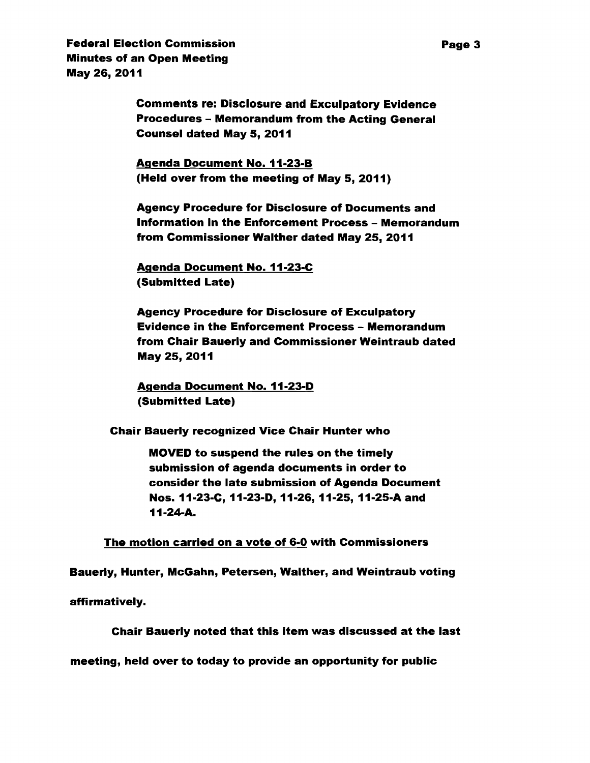**Comments re: Disclosure and Exculpatory Evidence Procedures – Memorandum from the Acting General Counsel dated May 5, 2011**

**Agenda Document No. 11-23-B**
**(Held over from the meeting of May 5, 2011)**

**Agency Procedure for Disclosure of Documents and Information in the Enforcement Process – Memorandum from Commissioner Walther dated May 25, 2011**

**Agenda Document No. 11-23-C**
**(Submitted Late)**

**Agency Procedure for Disclosure of Exculpatory Evidence in the Enforcement Process – Memorandum from Chair Bauerly and Commissioner Weintraub dated May 25, 2011**

**Agenda Document No. 11-23-D**
**(Submitted Late)**

**Chair Bauerly recognized Vice Chair Hunter who**

> **MOVED to suspend the rules on the timely submission of agenda documents in order to consider the late submission of Agenda Document Nos. 11-23-C, 11-23-D, 11-26, 11-25, 11-25-A and 11-24-A.**

**The motion carried on a vote of 6-0 with Commissioners Bauerly, Hunter, McGahn, Petersen, Walther, and Weintraub voting affirmatively.**

**Chair Bauerly noted that this item was discussed at the last meeting, held over to today to provide an opportunity for public**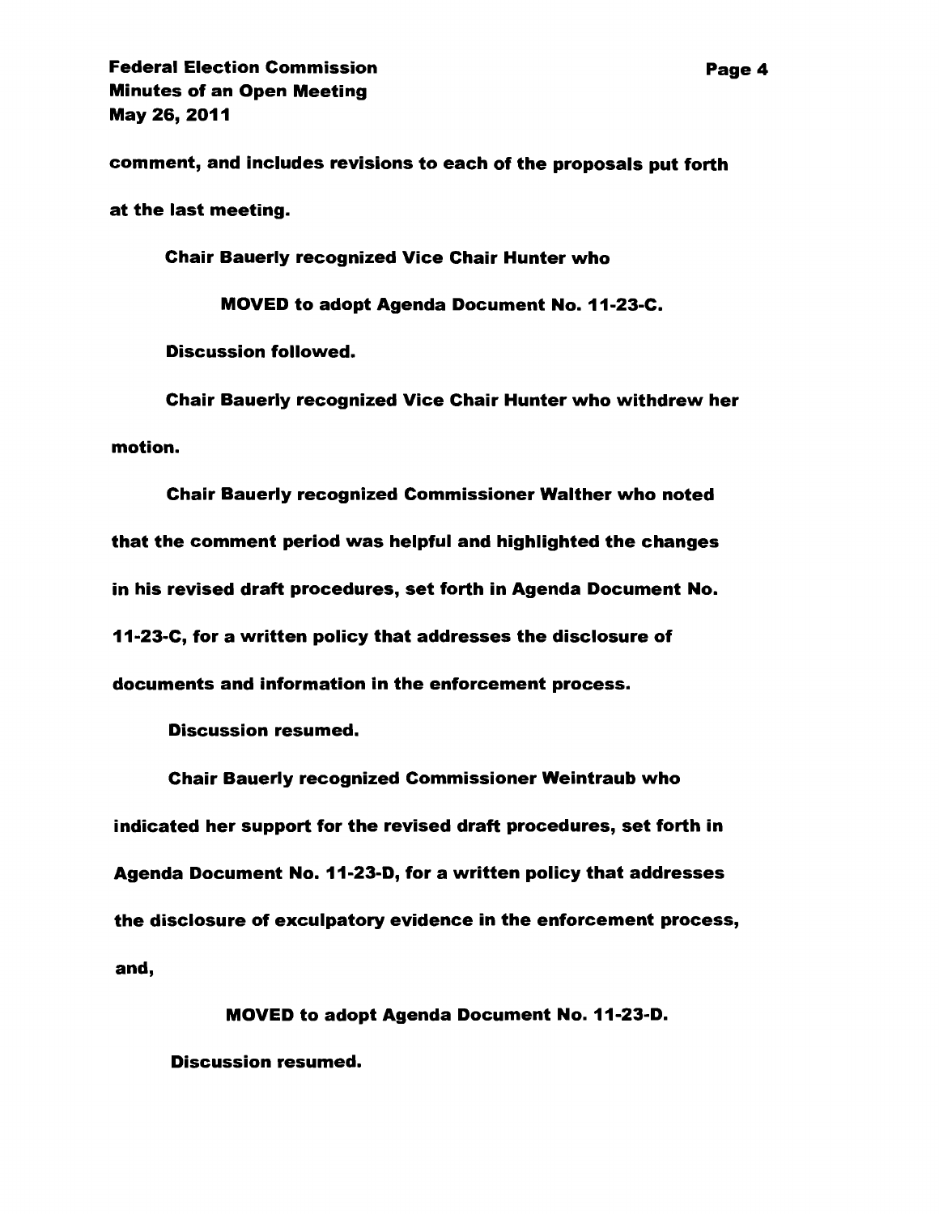comment, and includes revisions to each of the proposals put forth at the last meeting.

Chair Bauerly recognized Vice Chair Hunter who

MOVED to adopt Agenda Document No. 11-23-C.

Discussion followed.

Chair Bauerly recognized Vice Chair Hunter who withdrew her motion.

Chair Bauerly recognized Commissioner Walther who noted that the comment period was helpful and highlighted the changes in his revised draft procedures, set forth in Agenda Document No. 11-23-C, for a written policy that addresses the disclosure of documents and information in the enforcement process.

Discussion resumed.

Chair Bauerly recognized Commissioner Weintraub who indicated her support for the revised draft procedures, set forth in Agenda Document No. 11-23-D, for a written policy that addresses the disclosure of exculpatory evidence in the enforcement process, and,

MOVED to adopt Agenda Document No. 11-23-D.

Discussion resumed.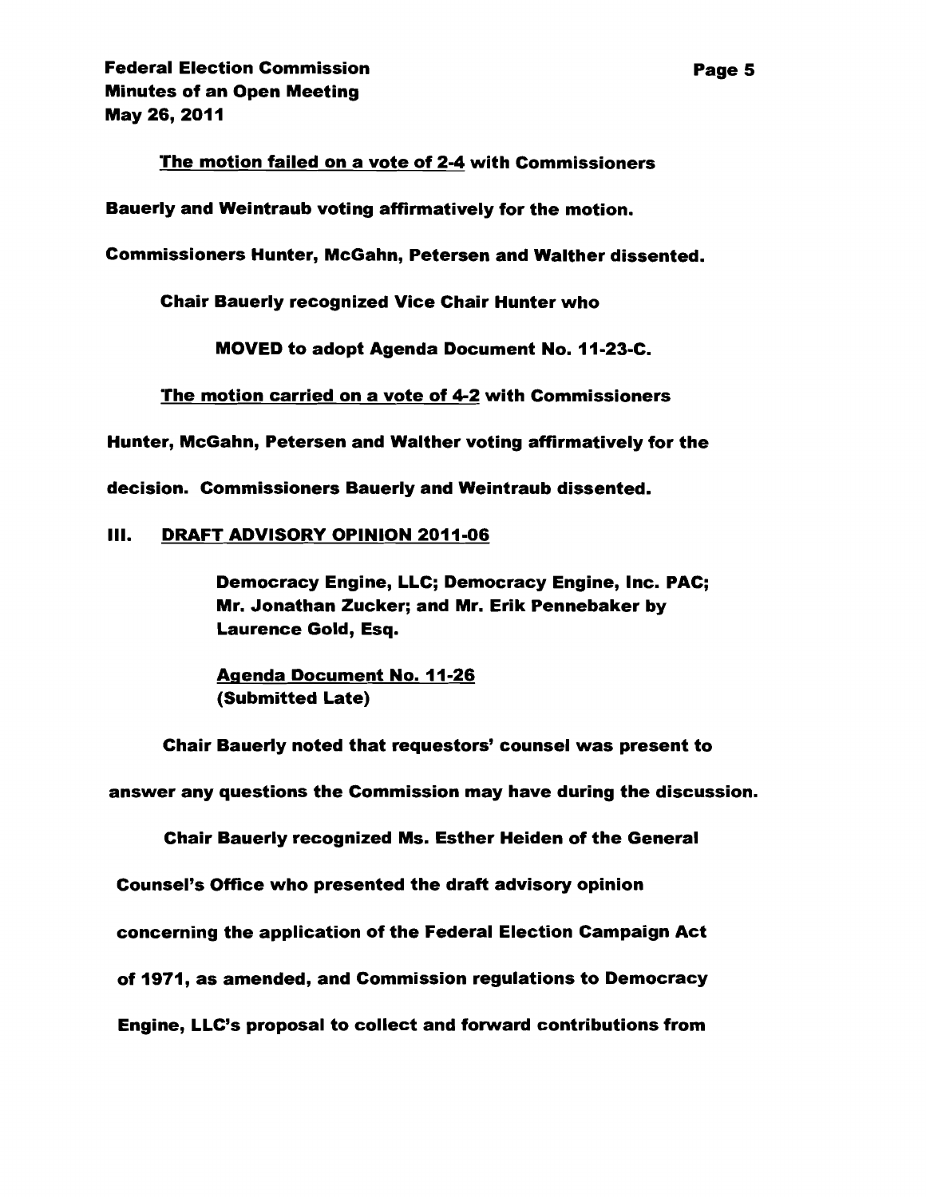**The motion failed on a vote of 2-4 with Commissioners Bauerly and Weintraub voting affirmatively for the motion. Commissioners Hunter, McGahn, Petersen and Walther dissented.**

**Chair Bauerly recognized Vice Chair Hunter who**

**MOVED to adopt Agenda Document No. 11-23-C.**

**The motion carried on a vote of 4-2 with Commissioners Hunter, McGahn, Petersen and Walther voting affirmatively for the decision. Commissioners Bauerly and Weintraub dissented.**

## III. DRAFT ADVISORY OPINION 2011-06

**Democracy Engine, LLC; Democracy Engine, Inc. PAC; Mr. Jonathan Zucker; and Mr. Erik Pennebaker by Laurence Gold, Esq.**

**Agenda Document No. 11-26**
**(Submitted Late)**

**Chair Bauerly noted that requestors' counsel was present to answer any questions the Commission may have during the discussion.**

**Chair Bauerly recognized Ms. Esther Heiden of the General Counsel's Office who presented the draft advisory opinion concerning the application of the Federal Election Campaign Act of 1971, as amended, and Commission regulations to Democracy Engine, LLC's proposal to collect and forward contributions from**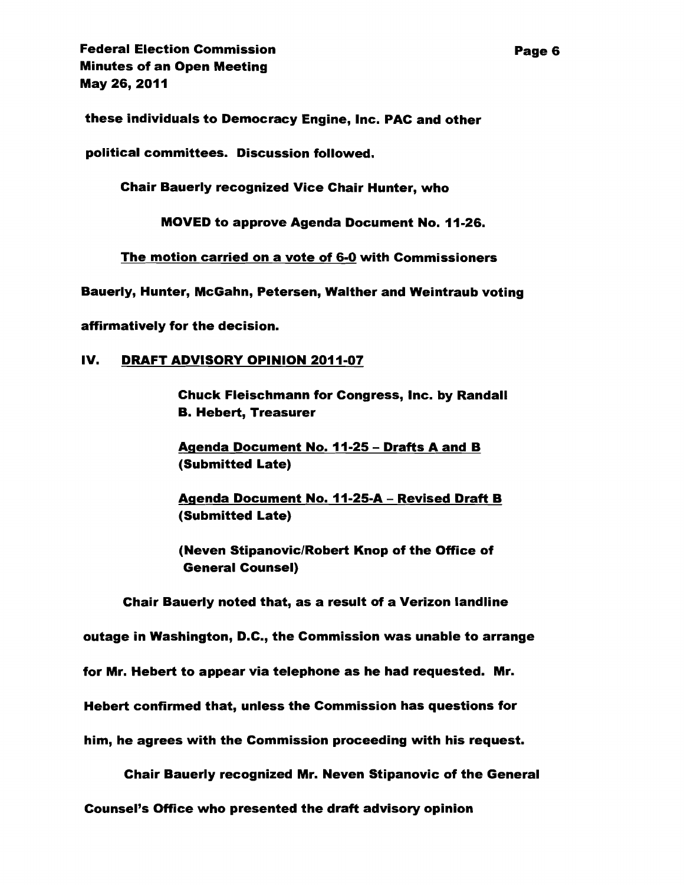these individuals to Democracy Engine, Inc. PAC and other political committees. Discussion followed.

Chair Bauerly recognized Vice Chair Hunter, who

MOVED to approve Agenda Document No. 11-26.

<u>The motion carried on a vote of 6-0</u> with Commissioners Bauerly, Hunter, McGahn, Petersen, Walther and Weintraub voting affirmatively for the decision.

## IV. <u>DRAFT ADVISORY OPINION 2011-07</u>

Chuck Fleischmann for Congress, Inc. by Randall B. Hebert, Treasurer

<u>Agenda Document No. 11-25 – Drafts A and B</u> (Submitted Late)

<u>Agenda Document No. 11-25-A – Revised Draft B</u> (Submitted Late)

(Neven Stipanovic/Robert Knop of the Office of General Counsel)

Chair Bauerly noted that, as a result of a Verizon landline outage in Washington, D.C., the Commission was unable to arrange for Mr. Hebert to appear via telephone as he had requested. Mr. Hebert confirmed that, unless the Commission has questions for him, he agrees with the Commission proceeding with his request.

Chair Bauerly recognized Mr. Neven Stipanovic of the General Counsel's Office who presented the draft advisory opinion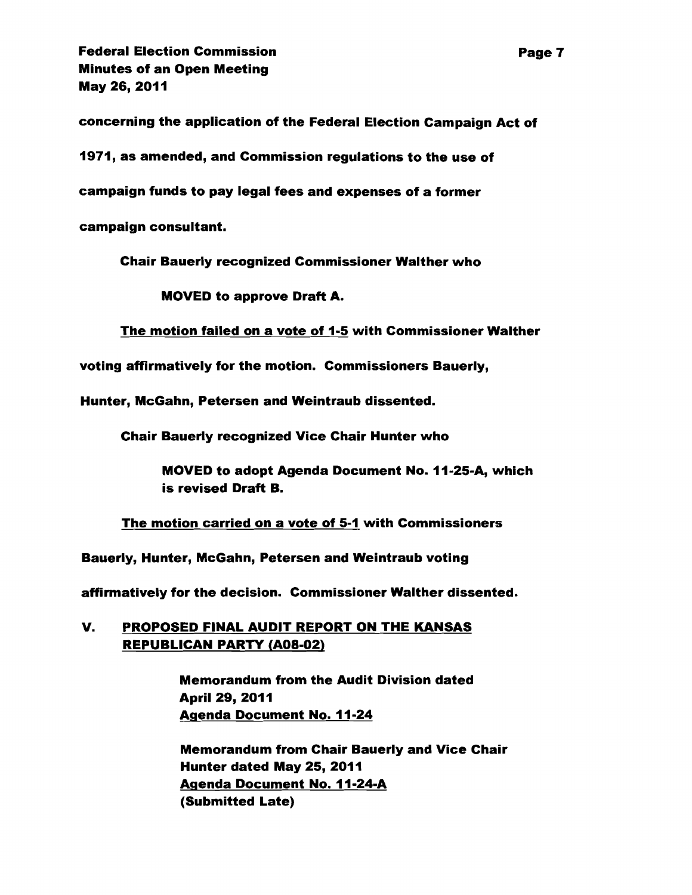concerning the application of the Federal Election Campaign Act of 1971, as amended, and Commission regulations to the use of campaign funds to pay legal fees and expenses of a former campaign consultant.

Chair Bauerly recognized Commissioner Walther who

> MOVED to approve Draft A.

The motion failed on a vote of 1-5 with Commissioner Walther voting affirmatively for the motion. Commissioners Bauerly, Hunter, McGahn, Petersen and Weintraub dissented.

Chair Bauerly recognized Vice Chair Hunter who

> MOVED to adopt Agenda Document No. 11-25-A, which is revised Draft B.

The motion carried on a vote of 5-1 with Commissioners Bauerly, Hunter, McGahn, Petersen and Weintraub voting affirmatively for the decision. Commissioner Walther dissented.

## V. PROPOSED FINAL AUDIT REPORT ON THE KANSAS REPUBLICAN PARTY (A08-02)

> Memorandum from the Audit Division dated April 29, 2011
> Agenda Document No. 11-24

> Memorandum from Chair Bauerly and Vice Chair Hunter dated May 25, 2011
> Agenda Document No. 11-24-A
> (Submitted Late)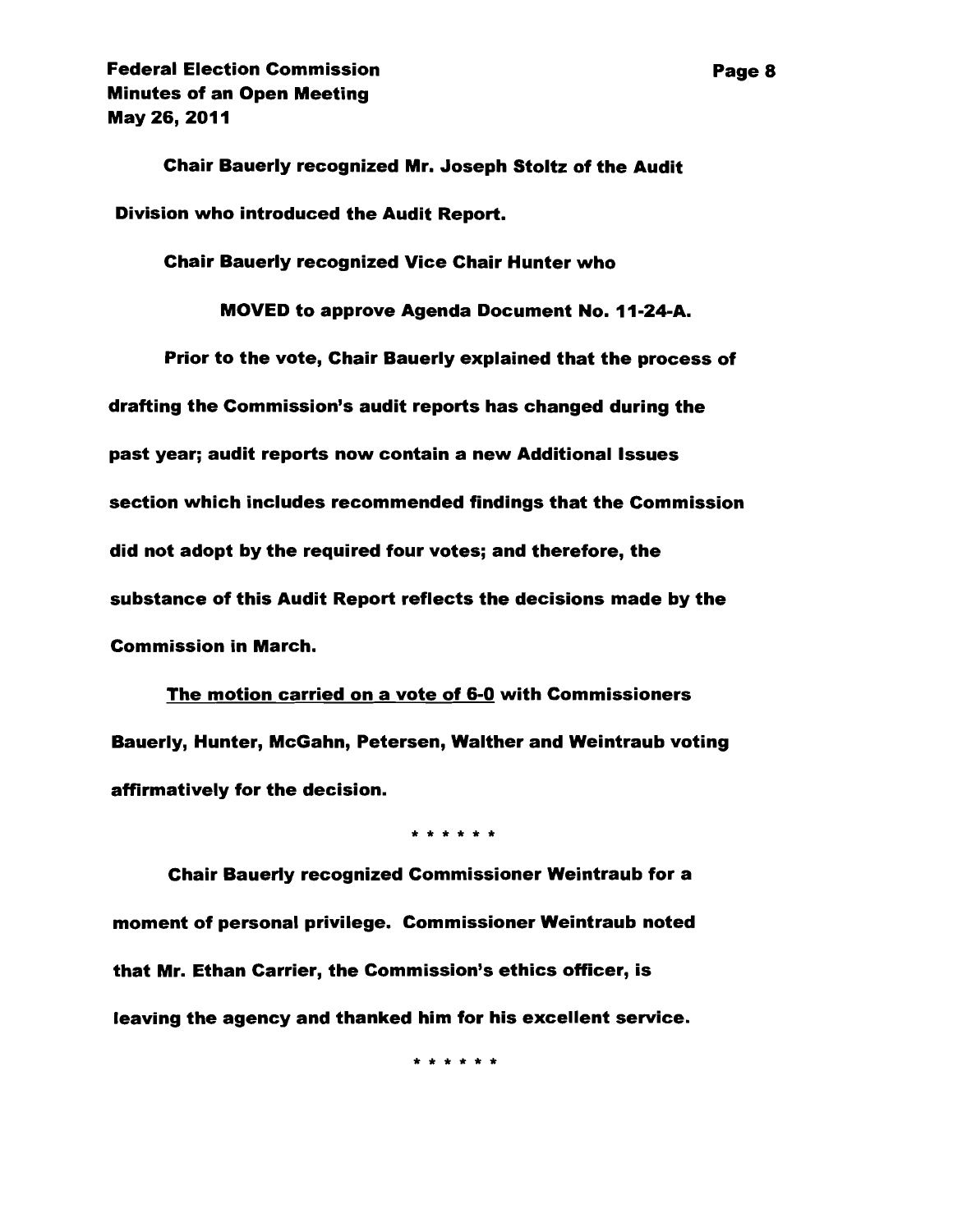Chair Bauerly recognized Mr. Joseph Stoltz of the Audit Division who introduced the Audit Report.

Chair Bauerly recognized Vice Chair Hunter who

MOVED to approve Agenda Document No. 11-24-A.

Prior to the vote, Chair Bauerly explained that the process of drafting the Commission's audit reports has changed during the past year; audit reports now contain a new Additional Issues section which includes recommended findings that the Commission did not adopt by the required four votes; and therefore, the substance of this Audit Report reflects the decisions made by the Commission in March.

The motion carried on a vote of 6-0 with Commissioners Bauerly, Hunter, McGahn, Petersen, Walther and Weintraub voting affirmatively for the decision.

\* \* \* \* \* \*

Chair Bauerly recognized Commissioner Weintraub for a moment of personal privilege. Commissioner Weintraub noted that Mr. Ethan Carrier, the Commission's ethics officer, is leaving the agency and thanked him for his excellent service.

\* \* \* \* \* \*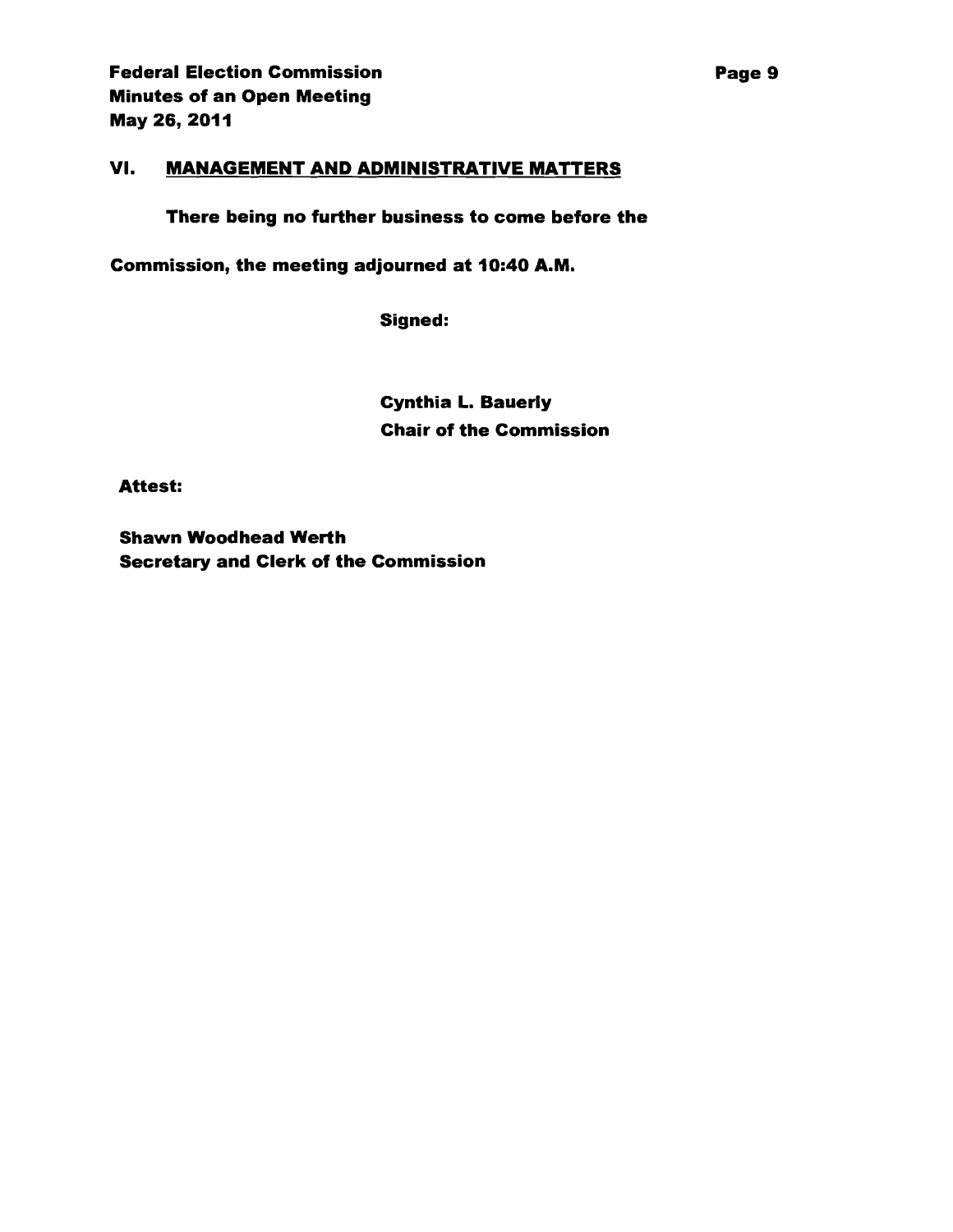## VI. MANAGEMENT AND ADMINISTRATIVE MATTERS

**There being no further business to come before the Commission, the meeting adjourned at 10:40 A.M.**

**Signed:**

**Cynthia L. Bauerly**
**Chair of the Commission**

**Attest:**

**Shawn Woodhead Werth**
**Secretary and Clerk of the Commission**